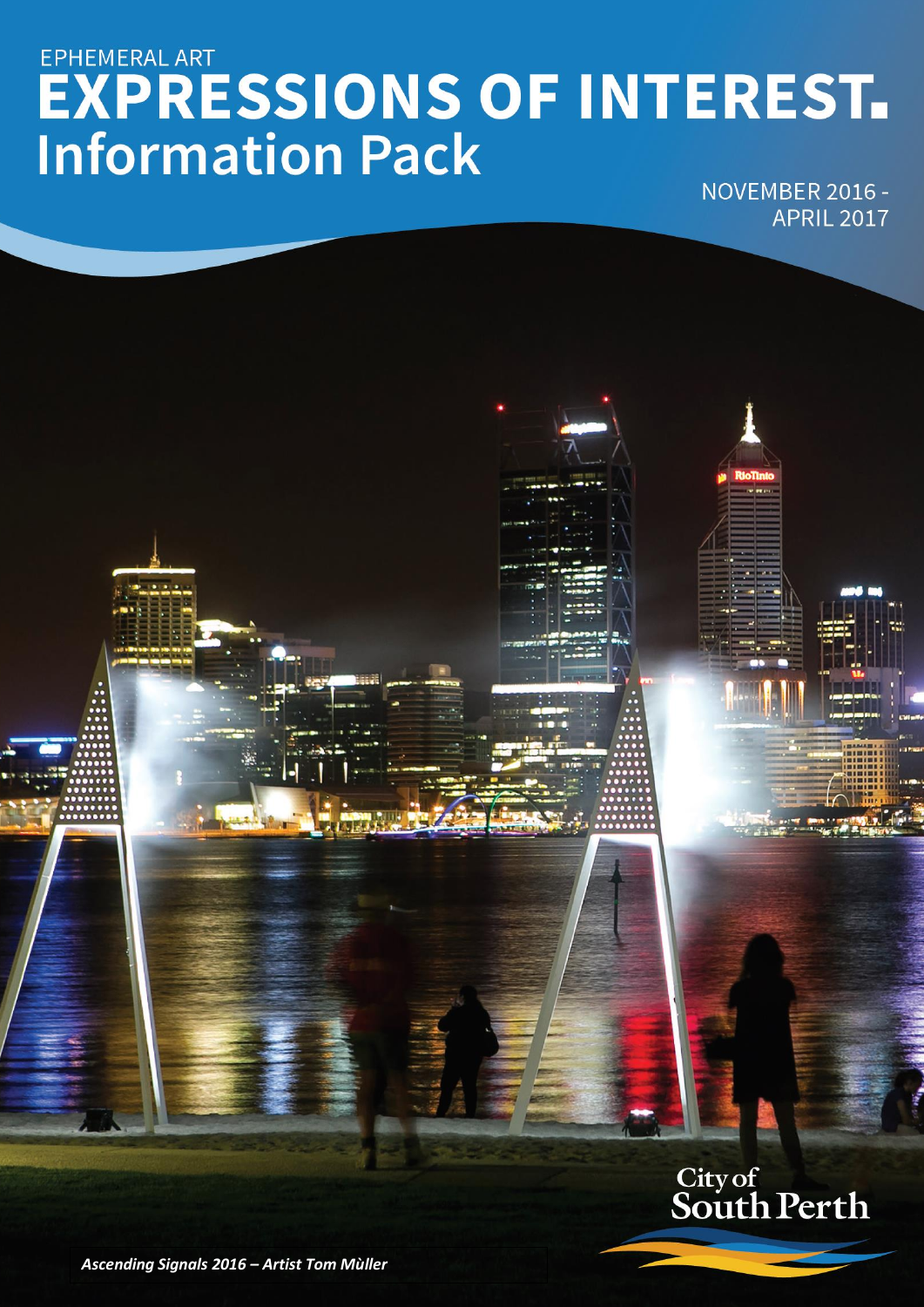EPHEMERAL ART

# EXPRESSIONS OF INTEREST.

## Information Pack

NOVEMBER 2016 - APRIL 2017

City of South Perth

***Ascending Signals 2016 – Artist Tom Mùller***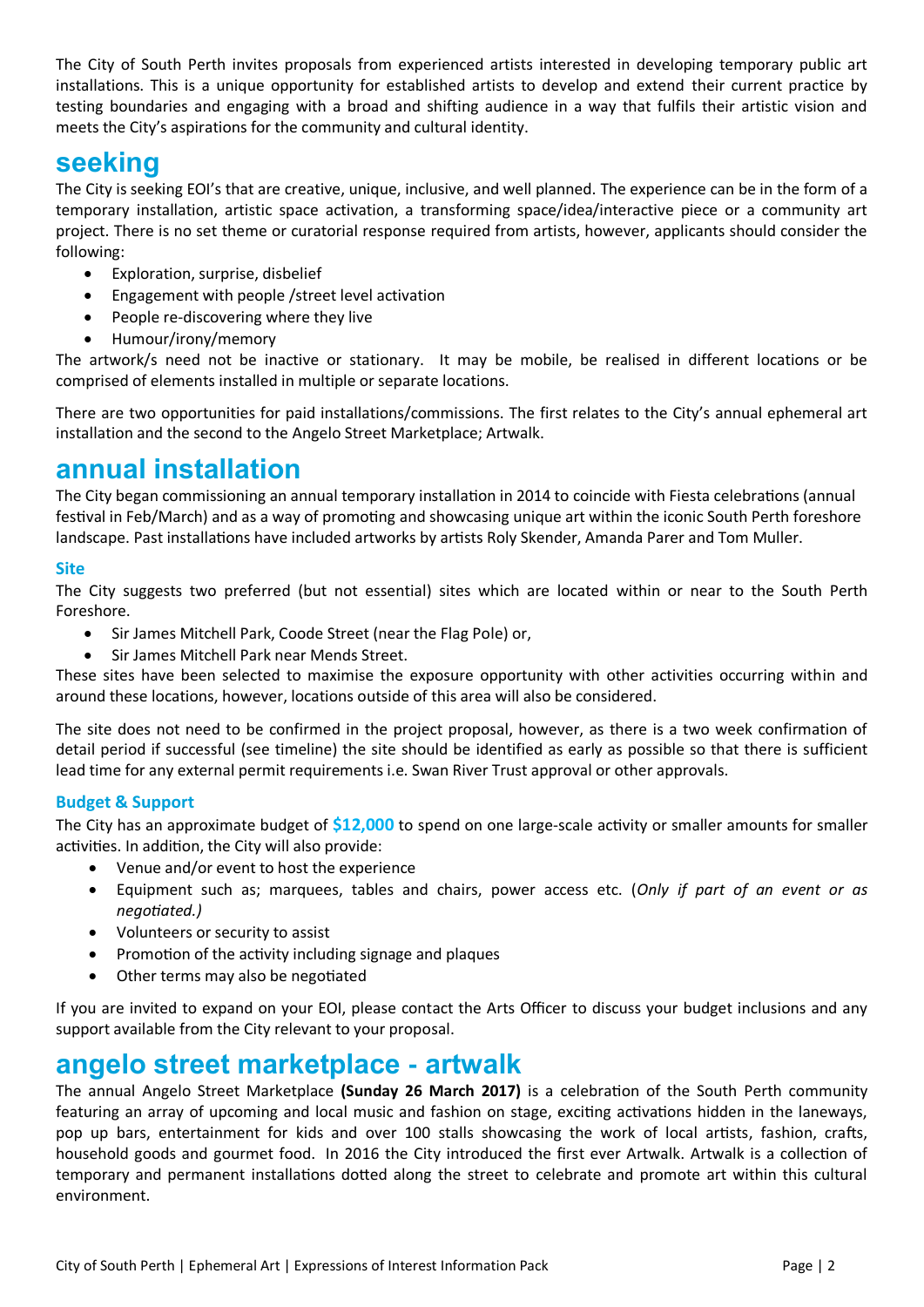The City of South Perth invites proposals from experienced artists interested in developing temporary public art installations. This is a unique opportunity for established artists to develop and extend their current practice by testing boundaries and engaging with a broad and shifting audience in a way that fulfils their artistic vision and meets the City's aspirations for the community and cultural identity.

## seeking

The City is seeking EOI's that are creative, unique, inclusive, and well planned. The experience can be in the form of a temporary installation, artistic space activation, a transforming space/idea/interactive piece or a community art project. There is no set theme or curatorial response required from artists, however, applicants should consider the following:

- Exploration, surprise, disbelief
- Engagement with people /street level activation
- People re-discovering where they live
- Humour/irony/memory

The artwork/s need not be inactive or stationary. It may be mobile, be realised in different locations or be comprised of elements installed in multiple or separate locations.

There are two opportunities for paid installations/commissions. The first relates to the City's annual ephemeral art installation and the second to the Angelo Street Marketplace; Artwalk.

## annual installation

The City began commissioning an annual temporary installation in 2014 to coincide with Fiesta celebrations (annual festival in Feb/March) and as a way of promoting and showcasing unique art within the iconic South Perth foreshore landscape. Past installations have included artworks by artists Roly Skender, Amanda Parer and Tom Muller.

### Site

The City suggests two preferred (but not essential) sites which are located within or near to the South Perth Foreshore.

- Sir James Mitchell Park, Coode Street (near the Flag Pole) or,
- Sir James Mitchell Park near Mends Street.

These sites have been selected to maximise the exposure opportunity with other activities occurring within and around these locations, however, locations outside of this area will also be considered.

The site does not need to be confirmed in the project proposal, however, as there is a two week confirmation of detail period if successful (see timeline) the site should be identified as early as possible so that there is sufficient lead time for any external permit requirements i.e. Swan River Trust approval or other approvals.

### Budget & Support

The City has an approximate budget of **$12,000** to spend on one large-scale activity or smaller amounts for smaller activities. In addition, the City will also provide:

- Venue and/or event to host the experience
- Equipment such as; marquees, tables and chairs, power access etc. (*Only if part of an event or as negotiated.)*
- Volunteers or security to assist
- Promotion of the activity including signage and plaques
- Other terms may also be negotiated

If you are invited to expand on your EOI, please contact the Arts Officer to discuss your budget inclusions and any support available from the City relevant to your proposal.

## angelo street marketplace - artwalk

The annual Angelo Street Marketplace **(Sunday 26 March 2017)** is a celebration of the South Perth community featuring an array of upcoming and local music and fashion on stage, exciting activations hidden in the laneways, pop up bars, entertainment for kids and over 100 stalls showcasing the work of local artists, fashion, crafts, household goods and gourmet food. In 2016 the City introduced the first ever Artwalk. Artwalk is a collection of temporary and permanent installations dotted along the street to celebrate and promote art within this cultural environment.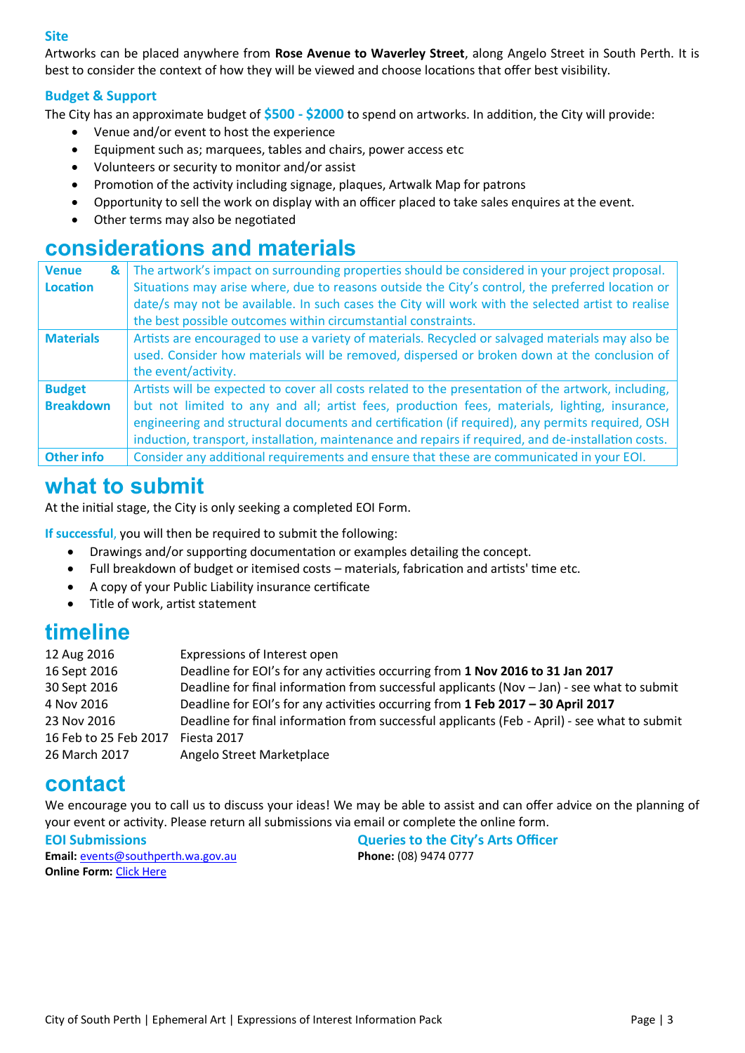### Site

Artworks can be placed anywhere from **Rose Avenue to Waverley Street**, along Angelo Street in South Perth. It is best to consider the context of how they will be viewed and choose locations that offer best visibility.

### Budget & Support

The City has an approximate budget of **$500 - $2000** to spend on artworks. In addition, the City will provide:

- Venue and/or event to host the experience
- Equipment such as; marquees, tables and chairs, power access etc
- Volunteers or security to monitor and/or assist
- Promotion of the activity including signage, plaques, Artwalk Map for patrons
- Opportunity to sell the work on display with an officer placed to take sales enquires at the event.
- Other terms may also be negotiated

## considerations and materials

| | |
|---|---|
| **Venue & Location** | The artwork's impact on surrounding properties should be considered in your project proposal. Situations may arise where, due to reasons outside the City's control, the preferred location or date/s may not be available. In such cases the City will work with the selected artist to realise the best possible outcomes within circumstantial constraints. |
| **Materials** | Artists are encouraged to use a variety of materials. Recycled or salvaged materials may also be used. Consider how materials will be removed, dispersed or broken down at the conclusion of the event/activity. |
| **Budget Breakdown** | Artists will be expected to cover all costs related to the presentation of the artwork, including, but not limited to any and all; artist fees, production fees, materials, lighting, insurance, engineering and structural documents and certification (if required), any permits required, OSH induction, transport, installation, maintenance and repairs if required, and de-installation costs. |
| **Other info** | Consider any additional requirements and ensure that these are communicated in your EOI. |

## what to submit

At the initial stage, the City is only seeking a completed EOI Form.

**If successful**, you will then be required to submit the following:

- Drawings and/or supporting documentation or examples detailing the concept.
- Full breakdown of budget or itemised costs – materials, fabrication and artists' time etc.
- A copy of your Public Liability insurance certificate
- Title of work, artist statement

## timeline

| | |
|---|---|
| 12 Aug 2016 | Expressions of Interest open |
| 16 Sept 2016 | Deadline for EOI's for any activities occurring from **1 Nov 2016 to 31 Jan 2017** |
| 30 Sept 2016 | Deadline for final information from successful applicants (Nov – Jan) - see what to submit |
| 4 Nov 2016 | Deadline for EOI's for any activities occurring from **1 Feb 2017 – 30 April 2017** |
| 23 Nov 2016 | Deadline for final information from successful applicants (Feb - April) - see what to submit |
| 16 Feb to 25 Feb 2017 | Fiesta 2017 |
| 26 March 2017 | Angelo Street Marketplace |

## contact

We encourage you to call us to discuss your ideas! We may be able to assist and can offer advice on the planning of your event or activity. Please return all submissions via email or complete the online form.

### EOI Submissions

**Email:** events@southperth.wa.gov.au
**Online Form:** Click Here

### Queries to the City's Arts Officer

**Phone:** (08) 9474 0777